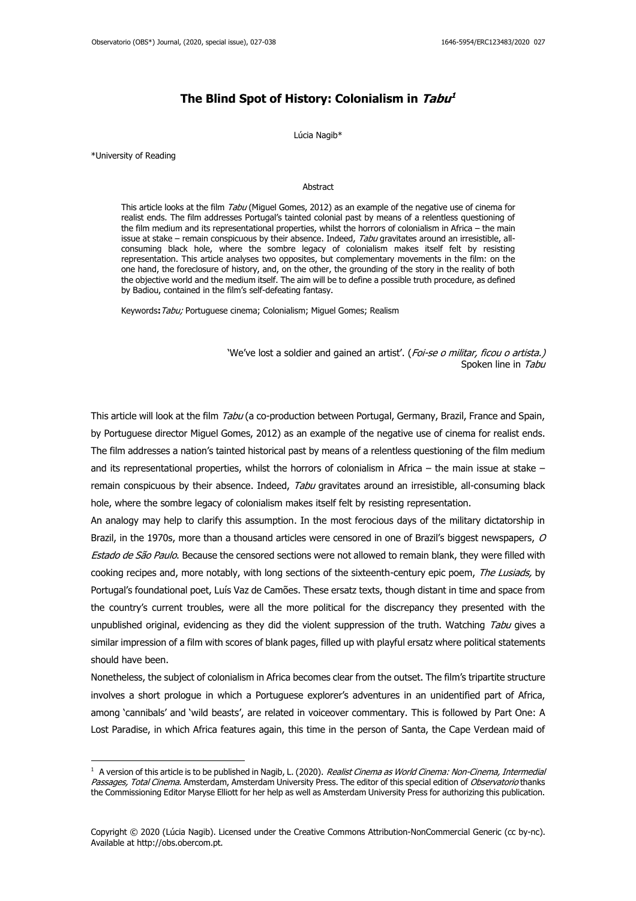# The Blind Spot of History: Colonialism in *Tabu*[1]

Lúcia Nagib*

*University of Reading

## Abstract

This article looks at the film *Tabu* (Miguel Gomes, 2012) as an example of the negative use of cinema for realist ends. The film addresses Portugal's tainted colonial past by means of a relentless questioning of the film medium and its representational properties, whilst the horrors of colonialism in Africa – the main issue at stake – remain conspicuous by their absence. Indeed, *Tabu* gravitates around an irresistible, all-consuming black hole, where the sombre legacy of colonialism makes itself felt by resisting representation. This article analyses two opposites, but complementary movements in the film: on the one hand, the foreclosure of history, and, on the other, the grounding of the story in the reality of both the objective world and the medium itself. The aim will be to define a possible truth procedure, as defined by Badiou, contained in the film's self-defeating fantasy.

**Keywords:** *Tabu;* Portuguese cinema; Colonialism; Miguel Gomes; Realism

> 'We've lost a soldier and gained an artist'. (*Foi-se o militar, ficou o artista.*)
> Spoken line in *Tabu*

This article will look at the film *Tabu* (a co-production between Portugal, Germany, Brazil, France and Spain, by Portuguese director Miguel Gomes, 2012) as an example of the negative use of cinema for realist ends. The film addresses a nation's tainted historical past by means of a relentless questioning of the film medium and its representational properties, whilst the horrors of colonialism in Africa – the main issue at stake – remain conspicuous by their absence. Indeed, *Tabu* gravitates around an irresistible, all-consuming black hole, where the sombre legacy of colonialism makes itself felt by resisting representation.

An analogy may help to clarify this assumption. In the most ferocious days of the military dictatorship in Brazil, in the 1970s, more than a thousand articles were censored in one of Brazil's biggest newspapers, *O Estado de São Paulo*. Because the censored sections were not allowed to remain blank, they were filled with cooking recipes and, more notably, with long sections of the sixteenth-century epic poem, *The Lusiads,* by Portugal's foundational poet, Luís Vaz de Camões. These ersatz texts, though distant in time and space from the country's current troubles, were all the more political for the discrepancy they presented with the unpublished original, evidencing as they did the violent suppression of the truth. Watching *Tabu* gives a similar impression of a film with scores of blank pages, filled up with playful ersatz where political statements should have been.

Nonetheless, the subject of colonialism in Africa becomes clear from the outset. The film's tripartite structure involves a short prologue in which a Portuguese explorer's adventures in an unidentified part of Africa, among 'cannibals' and 'wild beasts', are related in voiceover commentary. This is followed by Part One: A Lost Paradise, in which Africa features again, this time in the person of Santa, the Cape Verdean maid of

[1] A version of this article is to be published in Nagib, L. (2020). *Realist Cinema as World Cinema: Non-Cinema, Intermedial Passages, Total Cinema*. Amsterdam, Amsterdam University Press. The editor of this special edition of *Observatorio* thanks the Commissioning Editor Maryse Elliott for her help as well as Amsterdam University Press for authorizing this publication.

Copyright © 2020 (Lúcia Nagib). Licensed under the Creative Commons Attribution-NonCommercial Generic (cc by-nc). Available at http://obs.obercom.pt.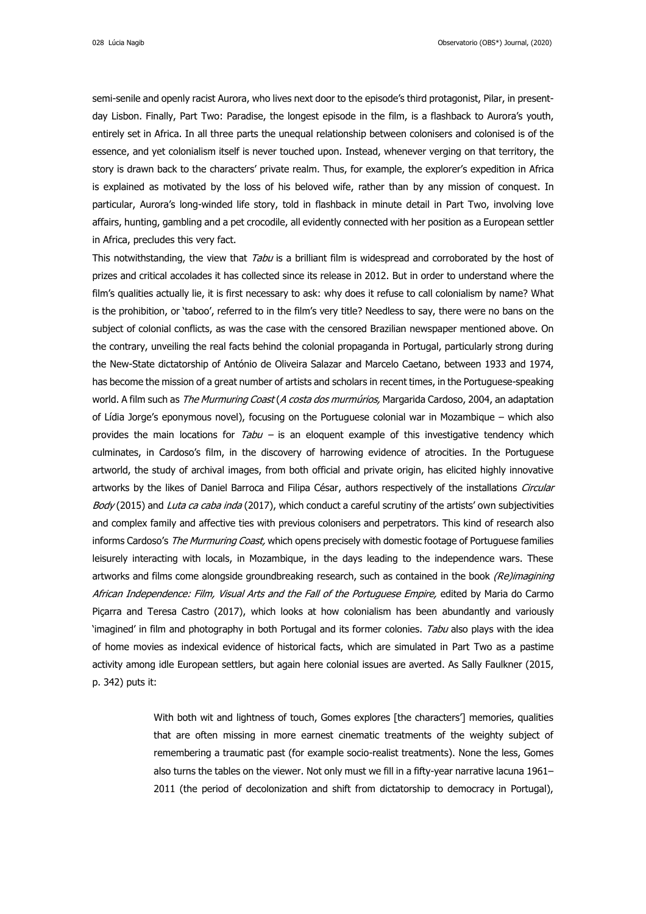semi-senile and openly racist Aurora, who lives next door to the episode's third protagonist, Pilar, in present-day Lisbon. Finally, Part Two: Paradise, the longest episode in the film, is a flashback to Aurora's youth, entirely set in Africa. In all three parts the unequal relationship between colonisers and colonised is of the essence, and yet colonialism itself is never touched upon. Instead, whenever verging on that territory, the story is drawn back to the characters' private realm. Thus, for example, the explorer's expedition in Africa is explained as motivated by the loss of his beloved wife, rather than by any mission of conquest. In particular, Aurora's long-winded life story, told in flashback in minute detail in Part Two, involving love affairs, hunting, gambling and a pet crocodile, all evidently connected with her position as a European settler in Africa, precludes this very fact.

This notwithstanding, the view that *Tabu* is a brilliant film is widespread and corroborated by the host of prizes and critical accolades it has collected since its release in 2012. But in order to understand where the film's qualities actually lie, it is first necessary to ask: why does it refuse to call colonialism by name? What is the prohibition, or 'taboo', referred to in the film's very title? Needless to say, there were no bans on the subject of colonial conflicts, as was the case with the censored Brazilian newspaper mentioned above. On the contrary, unveiling the real facts behind the colonial propaganda in Portugal, particularly strong during the New-State dictatorship of António de Oliveira Salazar and Marcelo Caetano, between 1933 and 1974, has become the mission of a great number of artists and scholars in recent times, in the Portuguese-speaking world. A film such as *The Murmuring Coast* (*A costa dos murmúrios,* Margarida Cardoso, 2004, an adaptation of Lídia Jorge's eponymous novel), focusing on the Portuguese colonial war in Mozambique – which also provides the main locations for *Tabu* – is an eloquent example of this investigative tendency which culminates, in Cardoso's film, in the discovery of harrowing evidence of atrocities. In the Portuguese artworld, the study of archival images, from both official and private origin, has elicited highly innovative artworks by the likes of Daniel Barroca and Filipa César, authors respectively of the installations *Circular Body* (2015) and *Luta ca caba inda* (2017), which conduct a careful scrutiny of the artists' own subjectivities and complex family and affective ties with previous colonisers and perpetrators. This kind of research also informs Cardoso's *The Murmuring Coast,* which opens precisely with domestic footage of Portuguese families leisurely interacting with locals, in Mozambique, in the days leading to the independence wars. These artworks and films come alongside groundbreaking research, such as contained in the book *(Re)imagining African Independence: Film, Visual Arts and the Fall of the Portuguese Empire,* edited by Maria do Carmo Piçarra and Teresa Castro (2017), which looks at how colonialism has been abundantly and variously 'imagined' in film and photography in both Portugal and its former colonies. *Tabu* also plays with the idea of home movies as indexical evidence of historical facts, which are simulated in Part Two as a pastime activity among idle European settlers, but again here colonial issues are averted. As Sally Faulkner (2015, p. 342) puts it:

> With both wit and lightness of touch, Gomes explores [the characters'] memories, qualities that are often missing in more earnest cinematic treatments of the weighty subject of remembering a traumatic past (for example socio-realist treatments). None the less, Gomes also turns the tables on the viewer. Not only must we fill in a fifty-year narrative lacuna 1961–2011 (the period of decolonization and shift from dictatorship to democracy in Portugal),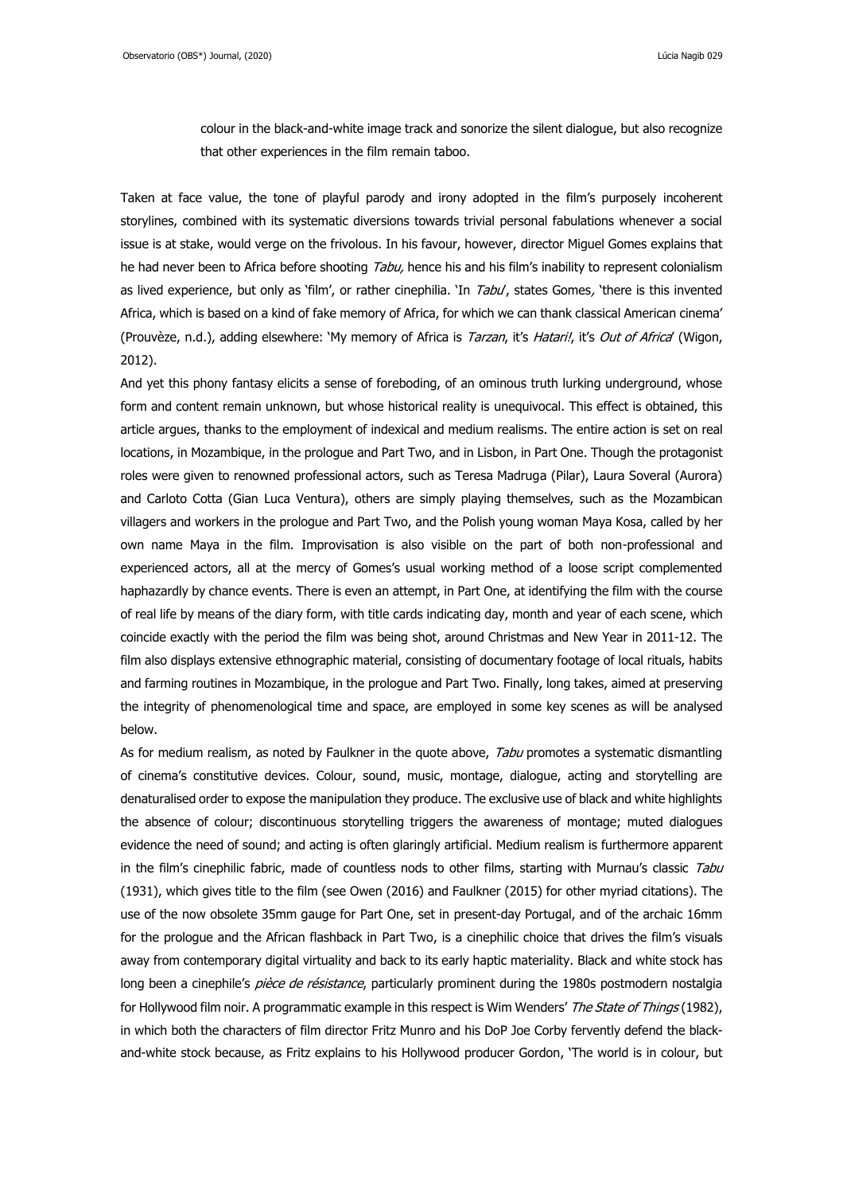> colour in the black-and-white image track and sonorize the silent dialogue, but also recognize that other experiences in the film remain taboo.

Taken at face value, the tone of playful parody and irony adopted in the film's purposely incoherent storylines, combined with its systematic diversions towards trivial personal fabulations whenever a social issue is at stake, would verge on the frivolous. In his favour, however, director Miguel Gomes explains that he had never been to Africa before shooting *Tabu,* hence his and his film's inability to represent colonialism as lived experience, but only as 'film', or rather cinephilia. 'In *Tabu*', states Gomes*,* 'there is this invented Africa, which is based on a kind of fake memory of Africa, for which we can thank classical American cinema' (Prouvèze, n.d.), adding elsewhere: 'My memory of Africa is *Tarzan*, it's *Hatari!*, it's *Out of Africa*' (Wigon, 2012).

And yet this phony fantasy elicits a sense of foreboding, of an ominous truth lurking underground, whose form and content remain unknown, but whose historical reality is unequivocal. This effect is obtained, this article argues, thanks to the employment of indexical and medium realisms. The entire action is set on real locations, in Mozambique, in the prologue and Part Two, and in Lisbon, in Part One. Though the protagonist roles were given to renowned professional actors, such as Teresa Madruga (Pilar), Laura Soveral (Aurora) and Carloto Cotta (Gian Luca Ventura), others are simply playing themselves, such as the Mozambican villagers and workers in the prologue and Part Two, and the Polish young woman Maya Kosa, called by her own name Maya in the film. Improvisation is also visible on the part of both non-professional and experienced actors, all at the mercy of Gomes's usual working method of a loose script complemented haphazardly by chance events. There is even an attempt, in Part One, at identifying the film with the course of real life by means of the diary form, with title cards indicating day, month and year of each scene, which coincide exactly with the period the film was being shot, around Christmas and New Year in 2011-12. The film also displays extensive ethnographic material, consisting of documentary footage of local rituals, habits and farming routines in Mozambique, in the prologue and Part Two. Finally, long takes, aimed at preserving the integrity of phenomenological time and space, are employed in some key scenes as will be analysed below.

As for medium realism, as noted by Faulkner in the quote above, *Tabu* promotes a systematic dismantling of cinema's constitutive devices. Colour, sound, music, montage, dialogue, acting and storytelling are denaturalised order to expose the manipulation they produce. The exclusive use of black and white highlights the absence of colour; discontinuous storytelling triggers the awareness of montage; muted dialogues evidence the need of sound; and acting is often glaringly artificial. Medium realism is furthermore apparent in the film's cinephilic fabric, made of countless nods to other films, starting with Murnau's classic *Tabu* (1931), which gives title to the film (see Owen (2016) and Faulkner (2015) for other myriad citations). The use of the now obsolete 35mm gauge for Part One, set in present-day Portugal, and of the archaic 16mm for the prologue and the African flashback in Part Two, is a cinephilic choice that drives the film's visuals away from contemporary digital virtuality and back to its early haptic materiality. Black and white stock has long been a cinephile's *pièce de résistance*, particularly prominent during the 1980s postmodern nostalgia for Hollywood film noir. A programmatic example in this respect is Wim Wenders' *The State of Things* (1982), in which both the characters of film director Fritz Munro and his DoP Joe Corby fervently defend the black-and-white stock because, as Fritz explains to his Hollywood producer Gordon, 'The world is in colour, but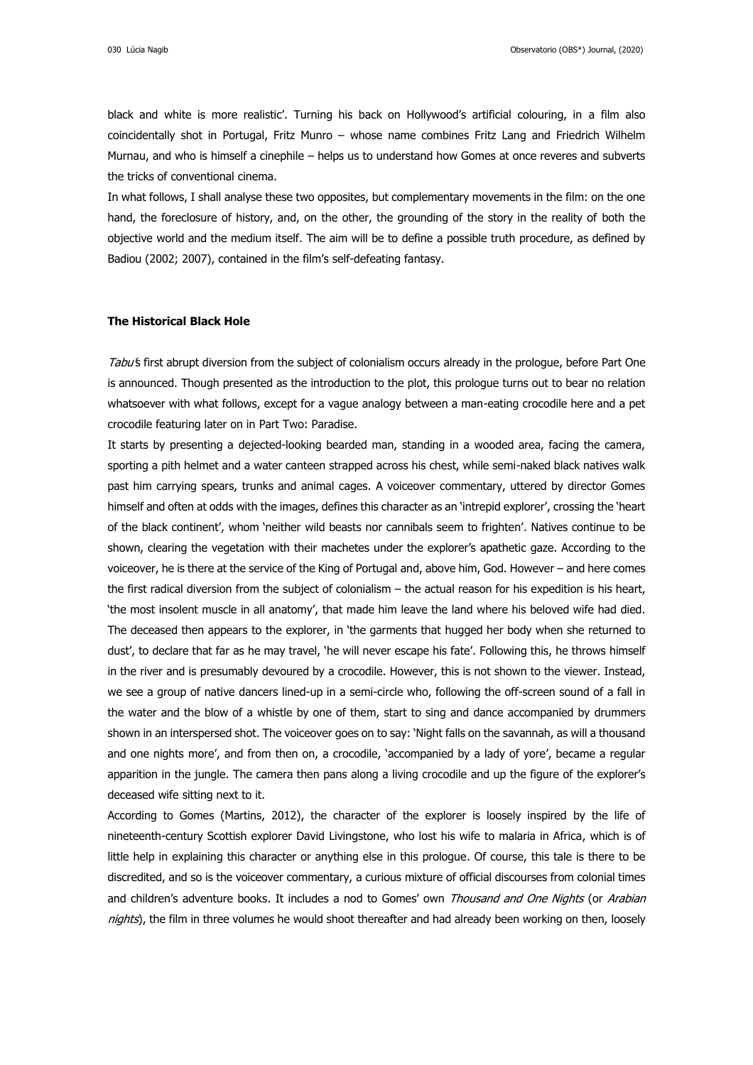black and white is more realistic'. Turning his back on Hollywood's artificial colouring, in a film also coincidentally shot in Portugal, Fritz Munro – whose name combines Fritz Lang and Friedrich Wilhelm Murnau, and who is himself a cinephile – helps us to understand how Gomes at once reveres and subverts the tricks of conventional cinema.

In what follows, I shall analyse these two opposites, but complementary movements in the film: on the one hand, the foreclosure of history, and, on the other, the grounding of the story in the reality of both the objective world and the medium itself. The aim will be to define a possible truth procedure, as defined by Badiou (2002; 2007), contained in the film's self-defeating fantasy.

### The Historical Black Hole

*Tabu*'s first abrupt diversion from the subject of colonialism occurs already in the prologue, before Part One is announced. Though presented as the introduction to the plot, this prologue turns out to bear no relation whatsoever with what follows, except for a vague analogy between a man-eating crocodile here and a pet crocodile featuring later on in Part Two: Paradise.

It starts by presenting a dejected-looking bearded man, standing in a wooded area, facing the camera, sporting a pith helmet and a water canteen strapped across his chest, while semi-naked black natives walk past him carrying spears, trunks and animal cages. A voiceover commentary, uttered by director Gomes himself and often at odds with the images, defines this character as an 'intrepid explorer', crossing the 'heart of the black continent', whom 'neither wild beasts nor cannibals seem to frighten'. Natives continue to be shown, clearing the vegetation with their machetes under the explorer's apathetic gaze. According to the voiceover, he is there at the service of the King of Portugal and, above him, God. However – and here comes the first radical diversion from the subject of colonialism – the actual reason for his expedition is his heart, 'the most insolent muscle in all anatomy', that made him leave the land where his beloved wife had died. The deceased then appears to the explorer, in 'the garments that hugged her body when she returned to dust', to declare that far as he may travel, 'he will never escape his fate'. Following this, he throws himself in the river and is presumably devoured by a crocodile. However, this is not shown to the viewer. Instead, we see a group of native dancers lined-up in a semi-circle who, following the off-screen sound of a fall in the water and the blow of a whistle by one of them, start to sing and dance accompanied by drummers shown in an interspersed shot. The voiceover goes on to say: 'Night falls on the savannah, as will a thousand and one nights more', and from then on, a crocodile, 'accompanied by a lady of yore', became a regular apparition in the jungle. The camera then pans along a living crocodile and up the figure of the explorer's deceased wife sitting next to it.

According to Gomes (Martins, 2012), the character of the explorer is loosely inspired by the life of nineteenth-century Scottish explorer David Livingstone, who lost his wife to malaria in Africa, which is of little help in explaining this character or anything else in this prologue. Of course, this tale is there to be discredited, and so is the voiceover commentary, a curious mixture of official discourses from colonial times and children's adventure books. It includes a nod to Gomes' own *Thousand and One Nights* (or *Arabian nights*), the film in three volumes he would shoot thereafter and had already been working on then, loosely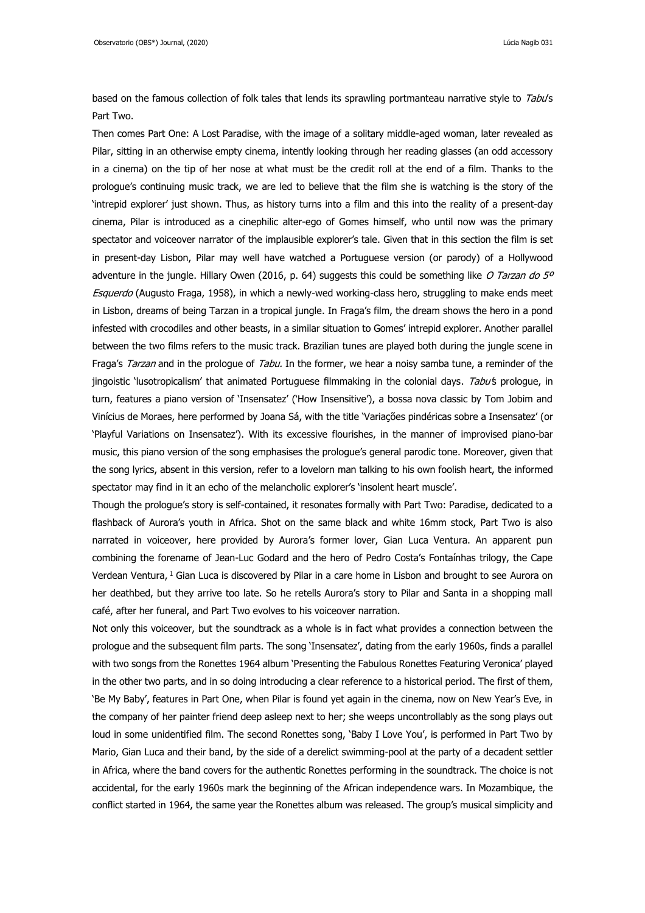based on the famous collection of folk tales that lends its sprawling portmanteau narrative style to *Tabu*'s Part Two.

Then comes Part One: A Lost Paradise, with the image of a solitary middle-aged woman, later revealed as Pilar, sitting in an otherwise empty cinema, intently looking through her reading glasses (an odd accessory in a cinema) on the tip of her nose at what must be the credit roll at the end of a film. Thanks to the prologue's continuing music track, we are led to believe that the film she is watching is the story of the 'intrepid explorer' just shown. Thus, as history turns into a film and this into the reality of a present-day cinema, Pilar is introduced as a cinephilic alter-ego of Gomes himself, who until now was the primary spectator and voiceover narrator of the implausible explorer's tale. Given that in this section the film is set in present-day Lisbon, Pilar may well have watched a Portuguese version (or parody) of a Hollywood adventure in the jungle. Hillary Owen (2016, p. 64) suggests this could be something like *O Tarzan do 5º Esquerdo* (Augusto Fraga, 1958), in which a newly-wed working-class hero, struggling to make ends meet in Lisbon, dreams of being Tarzan in a tropical jungle. In Fraga's film, the dream shows the hero in a pond infested with crocodiles and other beasts, in a similar situation to Gomes' intrepid explorer. Another parallel between the two films refers to the music track. Brazilian tunes are played both during the jungle scene in Fraga's *Tarzan* and in the prologue of *Tabu.* In the former, we hear a noisy samba tune, a reminder of the jingoistic 'lusotropicalism' that animated Portuguese filmmaking in the colonial days. *Tabu*'s prologue, in turn, features a piano version of 'Insensatez' ('How Insensitive'), a bossa nova classic by Tom Jobim and Vinícius de Moraes, here performed by Joana Sá, with the title 'Variações pindéricas sobre a Insensatez' (or 'Playful Variations on Insensatez'). With its excessive flourishes, in the manner of improvised piano-bar music, this piano version of the song emphasises the prologue's general parodic tone. Moreover, given that the song lyrics, absent in this version, refer to a lovelorn man talking to his own foolish heart, the informed spectator may find in it an echo of the melancholic explorer's 'insolent heart muscle'.

Though the prologue's story is self-contained, it resonates formally with Part Two: Paradise, dedicated to a flashback of Aurora's youth in Africa. Shot on the same black and white 16mm stock, Part Two is also narrated in voiceover, here provided by Aurora's former lover, Gian Luca Ventura. An apparent pun combining the forename of Jean-Luc Godard and the hero of Pedro Costa's Fontaínhas trilogy, the Cape Verdean Ventura, [1] Gian Luca is discovered by Pilar in a care home in Lisbon and brought to see Aurora on her deathbed, but they arrive too late. So he retells Aurora's story to Pilar and Santa in a shopping mall café, after her funeral, and Part Two evolves to his voiceover narration.

Not only this voiceover, but the soundtrack as a whole is in fact what provides a connection between the prologue and the subsequent film parts. The song 'Insensatez', dating from the early 1960s, finds a parallel with two songs from the Ronettes 1964 album 'Presenting the Fabulous Ronettes Featuring Veronica' played in the other two parts, and in so doing introducing a clear reference to a historical period. The first of them, 'Be My Baby', features in Part One, when Pilar is found yet again in the cinema, now on New Year's Eve, in the company of her painter friend deep asleep next to her; she weeps uncontrollably as the song plays out loud in some unidentified film. The second Ronettes song, 'Baby I Love You', is performed in Part Two by Mario, Gian Luca and their band, by the side of a derelict swimming-pool at the party of a decadent settler in Africa, where the band covers for the authentic Ronettes performing in the soundtrack. The choice is not accidental, for the early 1960s mark the beginning of the African independence wars. In Mozambique, the conflict started in 1964, the same year the Ronettes album was released. The group's musical simplicity and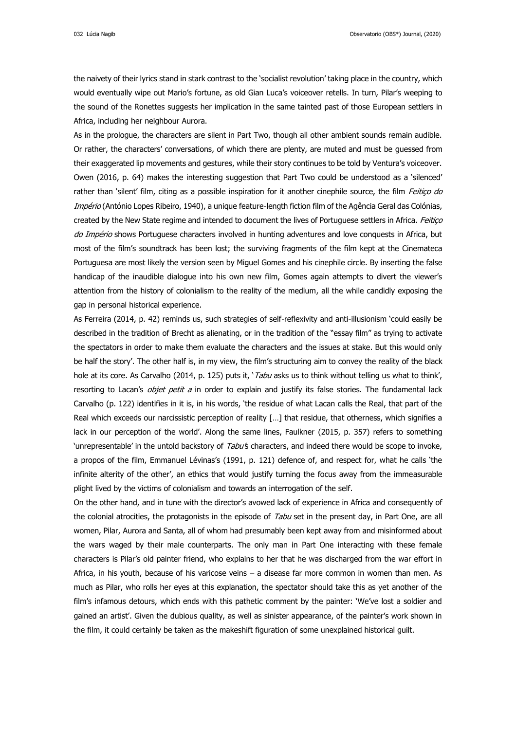the naivety of their lyrics stand in stark contrast to the 'socialist revolution' taking place in the country, which would eventually wipe out Mario's fortune, as old Gian Luca's voiceover retells. In turn, Pilar's weeping to the sound of the Ronettes suggests her implication in the same tainted past of those European settlers in Africa, including her neighbour Aurora.

As in the prologue, the characters are silent in Part Two, though all other ambient sounds remain audible. Or rather, the characters' conversations, of which there are plenty, are muted and must be guessed from their exaggerated lip movements and gestures, while their story continues to be told by Ventura's voiceover. Owen (2016, p. 64) makes the interesting suggestion that Part Two could be understood as a 'silenced' rather than 'silent' film, citing as a possible inspiration for it another cinephile source, the film *Feitiço do Império* (António Lopes Ribeiro, 1940), a unique feature-length fiction film of the Agência Geral das Colónias, created by the New State regime and intended to document the lives of Portuguese settlers in Africa. *Feitiço do Império* shows Portuguese characters involved in hunting adventures and love conquests in Africa, but most of the film's soundtrack has been lost; the surviving fragments of the film kept at the Cinemateca Portuguesa are most likely the version seen by Miguel Gomes and his cinephile circle. By inserting the false handicap of the inaudible dialogue into his own new film, Gomes again attempts to divert the viewer's attention from the history of colonialism to the reality of the medium, all the while candidly exposing the gap in personal historical experience.

As Ferreira (2014, p. 42) reminds us, such strategies of self-reflexivity and anti-illusionism 'could easily be described in the tradition of Brecht as alienating, or in the tradition of the "essay film" as trying to activate the spectators in order to make them evaluate the characters and the issues at stake. But this would only be half the story'. The other half is, in my view, the film's structuring aim to convey the reality of the black hole at its core. As Carvalho (2014, p. 125) puts it, '*Tabu* asks us to think without telling us what to think', resorting to Lacan's *objet petit a* in order to explain and justify its false stories. The fundamental lack Carvalho (p. 122) identifies in it is, in his words, 'the residue of what Lacan calls the Real, that part of the Real which exceeds our narcissistic perception of reality […] that residue, that otherness, which signifies a lack in our perception of the world'. Along the same lines, Faulkner (2015, p. 357) refers to something 'unrepresentable' in the untold backstory of *Tabu*'s characters, and indeed there would be scope to invoke, a propos of the film, Emmanuel Lévinas's (1991, p. 121) defence of, and respect for, what he calls 'the infinite alterity of the other', an ethics that would justify turning the focus away from the immeasurable plight lived by the victims of colonialism and towards an interrogation of the self.

On the other hand, and in tune with the director's avowed lack of experience in Africa and consequently of the colonial atrocities, the protagonists in the episode of *Tabu* set in the present day, in Part One, are all women, Pilar, Aurora and Santa, all of whom had presumably been kept away from and misinformed about the wars waged by their male counterparts. The only man in Part One interacting with these female characters is Pilar's old painter friend, who explains to her that he was discharged from the war effort in Africa, in his youth, because of his varicose veins – a disease far more common in women than men. As much as Pilar, who rolls her eyes at this explanation, the spectator should take this as yet another of the film's infamous detours, which ends with this pathetic comment by the painter: 'We've lost a soldier and gained an artist'. Given the dubious quality, as well as sinister appearance, of the painter's work shown in the film, it could certainly be taken as the makeshift figuration of some unexplained historical guilt.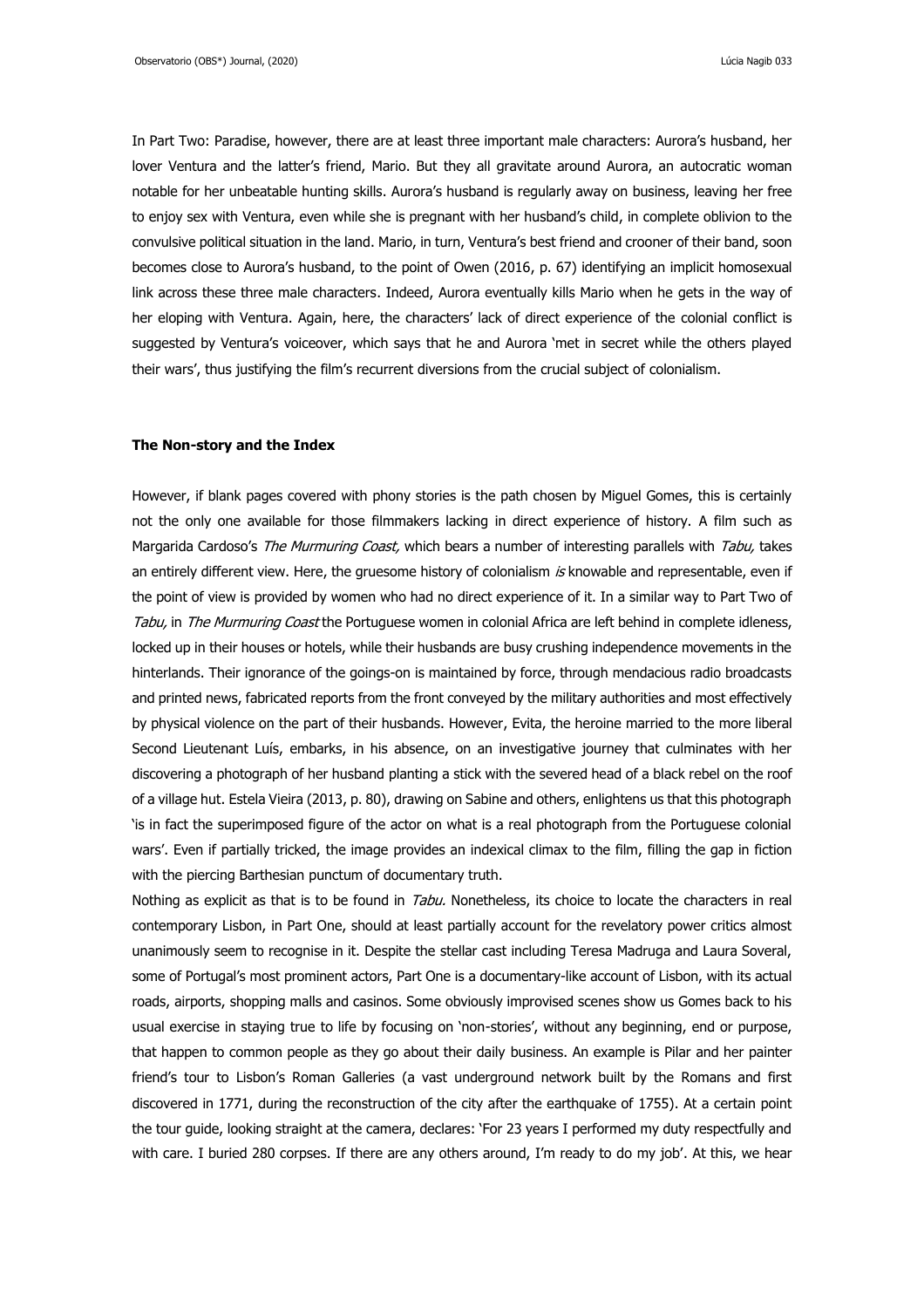In Part Two: Paradise, however, there are at least three important male characters: Aurora's husband, her lover Ventura and the latter's friend, Mario. But they all gravitate around Aurora, an autocratic woman notable for her unbeatable hunting skills. Aurora's husband is regularly away on business, leaving her free to enjoy sex with Ventura, even while she is pregnant with her husband's child, in complete oblivion to the convulsive political situation in the land. Mario, in turn, Ventura's best friend and crooner of their band, soon becomes close to Aurora's husband, to the point of Owen (2016, p. 67) identifying an implicit homosexual link across these three male characters. Indeed, Aurora eventually kills Mario when he gets in the way of her eloping with Ventura. Again, here, the characters' lack of direct experience of the colonial conflict is suggested by Ventura's voiceover, which says that he and Aurora 'met in secret while the others played their wars', thus justifying the film's recurrent diversions from the crucial subject of colonialism.

**The Non-story and the Index**

However, if blank pages covered with phony stories is the path chosen by Miguel Gomes, this is certainly not the only one available for those filmmakers lacking in direct experience of history. A film such as Margarida Cardoso's *The Murmuring Coast,* which bears a number of interesting parallels with *Tabu,* takes an entirely different view. Here, the gruesome history of colonialism *is* knowable and representable, even if the point of view is provided by women who had no direct experience of it. In a similar way to Part Two of *Tabu,* in *The Murmuring Coast* the Portuguese women in colonial Africa are left behind in complete idleness, locked up in their houses or hotels, while their husbands are busy crushing independence movements in the hinterlands. Their ignorance of the goings-on is maintained by force, through mendacious radio broadcasts and printed news, fabricated reports from the front conveyed by the military authorities and most effectively by physical violence on the part of their husbands. However, Evita, the heroine married to the more liberal Second Lieutenant Luís, embarks, in his absence, on an investigative journey that culminates with her discovering a photograph of her husband planting a stick with the severed head of a black rebel on the roof of a village hut. Estela Vieira (2013, p. 80), drawing on Sabine and others, enlightens us that this photograph 'is in fact the superimposed figure of the actor on what is a real photograph from the Portuguese colonial wars'. Even if partially tricked, the image provides an indexical climax to the film, filling the gap in fiction with the piercing Barthesian punctum of documentary truth.

Nothing as explicit as that is to be found in *Tabu.* Nonetheless, its choice to locate the characters in real contemporary Lisbon, in Part One, should at least partially account for the revelatory power critics almost unanimously seem to recognise in it. Despite the stellar cast including Teresa Madruga and Laura Soveral, some of Portugal's most prominent actors, Part One is a documentary-like account of Lisbon, with its actual roads, airports, shopping malls and casinos. Some obviously improvised scenes show us Gomes back to his usual exercise in staying true to life by focusing on 'non-stories', without any beginning, end or purpose, that happen to common people as they go about their daily business. An example is Pilar and her painter friend's tour to Lisbon's Roman Galleries (a vast underground network built by the Romans and first discovered in 1771, during the reconstruction of the city after the earthquake of 1755). At a certain point the tour guide, looking straight at the camera, declares: 'For 23 years I performed my duty respectfully and with care. I buried 280 corpses. If there are any others around, I'm ready to do my job'. At this, we hear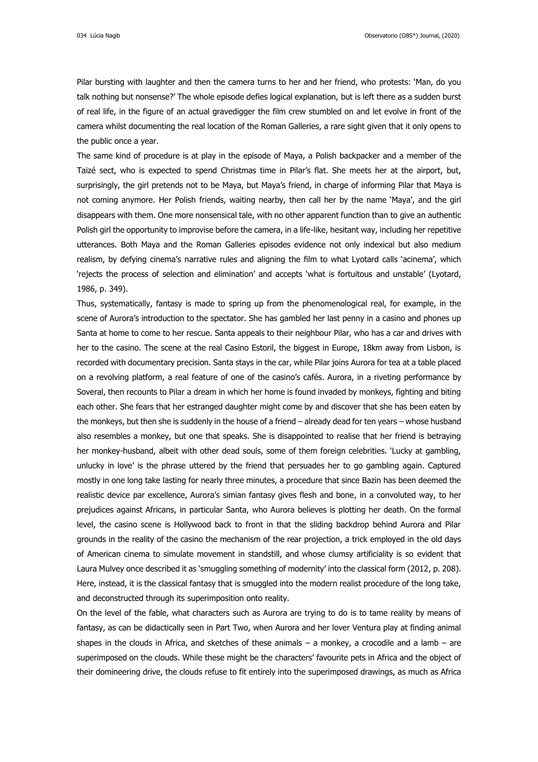Pilar bursting with laughter and then the camera turns to her and her friend, who protests: 'Man, do you talk nothing but nonsense?' The whole episode defies logical explanation, but is left there as a sudden burst of real life, in the figure of an actual gravedigger the film crew stumbled on and let evolve in front of the camera whilst documenting the real location of the Roman Galleries, a rare sight given that it only opens to the public once a year.

The same kind of procedure is at play in the episode of Maya, a Polish backpacker and a member of the Taizé sect, who is expected to spend Christmas time in Pilar's flat. She meets her at the airport, but, surprisingly, the girl pretends not to be Maya, but Maya's friend, in charge of informing Pilar that Maya is not coming anymore. Her Polish friends, waiting nearby, then call her by the name 'Maya', and the girl disappears with them. One more nonsensical tale, with no other apparent function than to give an authentic Polish girl the opportunity to improvise before the camera, in a life-like, hesitant way, including her repetitive utterances. Both Maya and the Roman Galleries episodes evidence not only indexical but also medium realism, by defying cinema's narrative rules and aligning the film to what Lyotard calls 'acinema', which 'rejects the process of selection and elimination' and accepts 'what is fortuitous and unstable' (Lyotard, 1986, p. 349).

Thus, systematically, fantasy is made to spring up from the phenomenological real, for example, in the scene of Aurora's introduction to the spectator. She has gambled her last penny in a casino and phones up Santa at home to come to her rescue. Santa appeals to their neighbour Pilar, who has a car and drives with her to the casino. The scene at the real Casino Estoril, the biggest in Europe, 18km away from Lisbon, is recorded with documentary precision. Santa stays in the car, while Pilar joins Aurora for tea at a table placed on a revolving platform, a real feature of one of the casino's cafés. Aurora, in a riveting performance by Soveral, then recounts to Pilar a dream in which her home is found invaded by monkeys, fighting and biting each other. She fears that her estranged daughter might come by and discover that she has been eaten by the monkeys, but then she is suddenly in the house of a friend – already dead for ten years – whose husband also resembles a monkey, but one that speaks. She is disappointed to realise that her friend is betraying her monkey-husband, albeit with other dead souls, some of them foreign celebrities. 'Lucky at gambling, unlucky in love' is the phrase uttered by the friend that persuades her to go gambling again. Captured mostly in one long take lasting for nearly three minutes, a procedure that since Bazin has been deemed the realistic device par excellence, Aurora's simian fantasy gives flesh and bone, in a convoluted way, to her prejudices against Africans, in particular Santa, who Aurora believes is plotting her death. On the formal level, the casino scene is Hollywood back to front in that the sliding backdrop behind Aurora and Pilar grounds in the reality of the casino the mechanism of the rear projection, a trick employed in the old days of American cinema to simulate movement in standstill, and whose clumsy artificiality is so evident that Laura Mulvey once described it as 'smuggling something of modernity' into the classical form (2012, p. 208). Here, instead, it is the classical fantasy that is smuggled into the modern realist procedure of the long take, and deconstructed through its superimposition onto reality.

On the level of the fable, what characters such as Aurora are trying to do is to tame reality by means of fantasy, as can be didactically seen in Part Two, when Aurora and her lover Ventura play at finding animal shapes in the clouds in Africa, and sketches of these animals – a monkey, a crocodile and a lamb – are superimposed on the clouds. While these might be the characters' favourite pets in Africa and the object of their domineering drive, the clouds refuse to fit entirely into the superimposed drawings, as much as Africa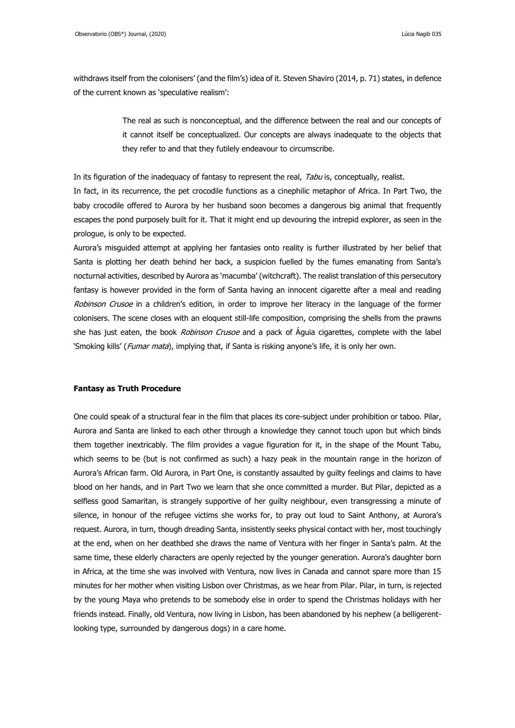withdraws itself from the colonisers' (and the film's) idea of it. Steven Shaviro (2014, p. 71) states, in defence of the current known as 'speculative realism':

> The real as such is nonconceptual, and the difference between the real and our concepts of it cannot itself be conceptualized. Our concepts are always inadequate to the objects that they refer to and that they futilely endeavour to circumscribe.

In its figuration of the inadequacy of fantasy to represent the real, *Tabu* is, conceptually, realist.

In fact, in its recurrence, the pet crocodile functions as a cinephilic metaphor of Africa. In Part Two, the baby crocodile offered to Aurora by her husband soon becomes a dangerous big animal that frequently escapes the pond purposely built for it. That it might end up devouring the intrepid explorer, as seen in the prologue, is only to be expected.

Aurora's misguided attempt at applying her fantasies onto reality is further illustrated by her belief that Santa is plotting her death behind her back, a suspicion fuelled by the fumes emanating from Santa's nocturnal activities, described by Aurora as 'macumba' (witchcraft). The realist translation of this persecutory fantasy is however provided in the form of Santa having an innocent cigarette after a meal and reading *Robinson Crusoe* in a children's edition, in order to improve her literacy in the language of the former colonisers. The scene closes with an eloquent still-life composition, comprising the shells from the prawns she has just eaten, the book *Robinson Crusoe* and a pack of Águia cigarettes, complete with the label 'Smoking kills' (*Fumar mata*), implying that, if Santa is risking anyone's life, it is only her own.

## Fantasy as Truth Procedure

One could speak of a structural fear in the film that places its core-subject under prohibition or taboo. Pilar, Aurora and Santa are linked to each other through a knowledge they cannot touch upon but which binds them together inextricably. The film provides a vague figuration for it, in the shape of the Mount Tabu, which seems to be (but is not confirmed as such) a hazy peak in the mountain range in the horizon of Aurora's African farm. Old Aurora, in Part One, is constantly assaulted by guilty feelings and claims to have blood on her hands, and in Part Two we learn that she once committed a murder. But Pilar, depicted as a selfless good Samaritan, is strangely supportive of her guilty neighbour, even transgressing a minute of silence, in honour of the refugee victims she works for, to pray out loud to Saint Anthony, at Aurora's request. Aurora, in turn, though dreading Santa, insistently seeks physical contact with her, most touchingly at the end, when on her deathbed she draws the name of Ventura with her finger in Santa's palm. At the same time, these elderly characters are openly rejected by the younger generation. Aurora's daughter born in Africa, at the time she was involved with Ventura, now lives in Canada and cannot spare more than 15 minutes for her mother when visiting Lisbon over Christmas, as we hear from Pilar. Pilar, in turn, is rejected by the young Maya who pretends to be somebody else in order to spend the Christmas holidays with her friends instead. Finally, old Ventura, now living in Lisbon, has been abandoned by his nephew (a belligerent-looking type, surrounded by dangerous dogs) in a care home.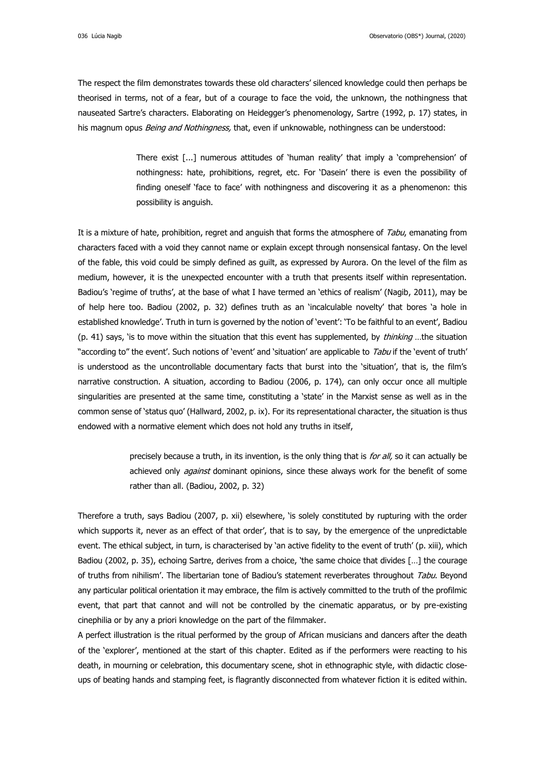The respect the film demonstrates towards these old characters' silenced knowledge could then perhaps be theorised in terms, not of a fear, but of a courage to face the void, the unknown, the nothingness that nauseated Sartre's characters. Elaborating on Heidegger's phenomenology, Sartre (1992, p. 17) states, in his magnum opus *Being and Nothingness,* that, even if unknowable, nothingness can be understood:

> There exist [...] numerous attitudes of 'human reality' that imply a 'comprehension' of nothingness: hate, prohibitions, regret, etc. For 'Dasein' there is even the possibility of finding oneself 'face to face' with nothingness and discovering it as a phenomenon: this possibility is anguish.

It is a mixture of hate, prohibition, regret and anguish that forms the atmosphere of *Tabu*, emanating from characters faced with a void they cannot name or explain except through nonsensical fantasy. On the level of the fable, this void could be simply defined as guilt, as expressed by Aurora. On the level of the film as medium, however, it is the unexpected encounter with a truth that presents itself within representation. Badiou's 'regime of truths', at the base of what I have termed an 'ethics of realism' (Nagib, 2011), may be of help here too. Badiou (2002, p. 32) defines truth as an 'incalculable novelty' that bores 'a hole in established knowledge'. Truth in turn is governed by the notion of 'event': 'To be faithful to an event', Badiou (p. 41) says, 'is to move within the situation that this event has supplemented, by *thinking* …the situation "according to" the event'. Such notions of 'event' and 'situation' are applicable to *Tabu* if the 'event of truth' is understood as the uncontrollable documentary facts that burst into the 'situation', that is, the film's narrative construction. A situation, according to Badiou (2006, p. 174), can only occur once all multiple singularities are presented at the same time, constituting a 'state' in the Marxist sense as well as in the common sense of 'status quo' (Hallward, 2002, p. ix). For its representational character, the situation is thus endowed with a normative element which does not hold any truths in itself,

> precisely because a truth, in its invention, is the only thing that is *for all,* so it can actually be achieved only *against* dominant opinions, since these always work for the benefit of some rather than all. (Badiou, 2002, p. 32)

Therefore a truth, says Badiou (2007, p. xii) elsewhere, 'is solely constituted by rupturing with the order which supports it, never as an effect of that order', that is to say, by the emergence of the unpredictable event. The ethical subject, in turn, is characterised by 'an active fidelity to the event of truth' (p. xiii), which Badiou (2002, p. 35), echoing Sartre, derives from a choice, 'the same choice that divides […] the courage of truths from nihilism'. The libertarian tone of Badiou's statement reverberates throughout *Tabu*. Beyond any particular political orientation it may embrace, the film is actively committed to the truth of the profilmic event, that part that cannot and will not be controlled by the cinematic apparatus, or by pre-existing cinephilia or by any a priori knowledge on the part of the filmmaker.

A perfect illustration is the ritual performed by the group of African musicians and dancers after the death of the 'explorer', mentioned at the start of this chapter. Edited as if the performers were reacting to his death, in mourning or celebration, this documentary scene, shot in ethnographic style, with didactic close-ups of beating hands and stamping feet, is flagrantly disconnected from whatever fiction it is edited within.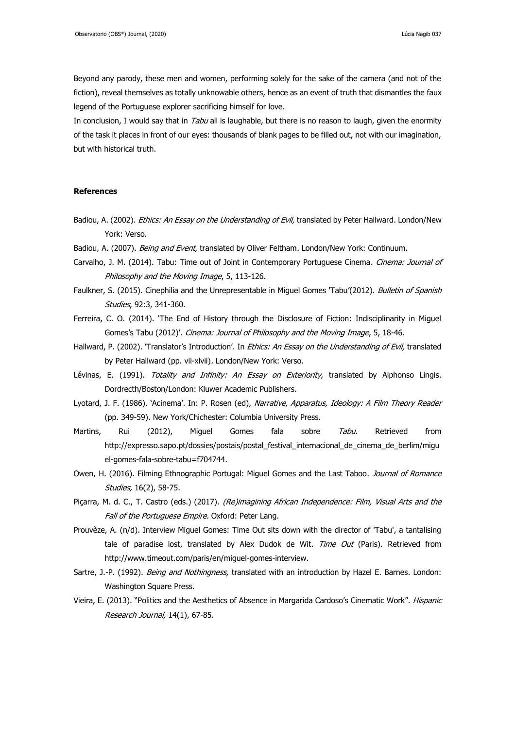Beyond any parody, these men and women, performing solely for the sake of the camera (and not of the fiction), reveal themselves as totally unknowable others, hence as an event of truth that dismantles the faux legend of the Portuguese explorer sacrificing himself for love.

In conclusion, I would say that in *Tabu* all is laughable, but there is no reason to laugh, given the enormity of the task it places in front of our eyes: thousands of blank pages to be filled out, not with our imagination, but with historical truth.

**References**

Badiou, A. (2002). *Ethics: An Essay on the Understanding of Evil,* translated by Peter Hallward. London/New York: Verso.

Badiou, A. (2007). *Being and Event,* translated by Oliver Feltham. London/New York: Continuum.

Carvalho, J. M. (2014). Tabu: Time out of Joint in Contemporary Portuguese Cinema. *Cinema: Journal of Philosophy and the Moving Image*, 5, 113-126.

Faulkner, S. (2015). Cinephilia and the Unrepresentable in Miguel Gomes 'Tabu'(2012). *Bulletin of Spanish Studies*, 92:3, 341-360.

Ferreira, C. O. (2014). 'The End of History through the Disclosure of Fiction: Indisciplinarity in Miguel Gomes's Tabu (2012)'. *Cinema: Journal of Philosophy and the Moving Image*, 5, 18-46.

Hallward, P. (2002). 'Translator's Introduction'. In *Ethics: An Essay on the Understanding of Evil,* translated by Peter Hallward (pp. vii-xlvii). London/New York: Verso.

Lévinas, E. (1991). *Totality and Infinity: An Essay on Exteriority,* translated by Alphonso Lingis. Dordrecth/Boston/London: Kluwer Academic Publishers.

Lyotard, J. F. (1986). 'Acinema'. In: P. Rosen (ed), *Narrative, Apparatus, Ideology: A Film Theory Reader* (pp. 349-59). New York/Chichester: Columbia University Press.

Martins, Rui (2012), Miguel Gomes fala sobre *Tabu*. Retrieved from http://expresso.sapo.pt/dossies/postais/postal_festival_internacional_de_cinema_de_berlim/miguel-gomes-fala-sobre-tabu=f704744.

Owen, H. (2016). Filming Ethnographic Portugal: Miguel Gomes and the Last Taboo. *Journal of Romance Studies,* 16(2), 58-75.

Piçarra, M. d. C., T. Castro (eds.) (2017). *(Re)imagining African Independence: Film, Visual Arts and the Fall of the Portuguese Empire.* Oxford: Peter Lang.

Prouvèze, A. (n/d). Interview Miguel Gomes: Time Out sits down with the director of 'Tabu', a tantalising tale of paradise lost, translated by Alex Dudok de Wit. *Time Out* (Paris). Retrieved from http://www.timeout.com/paris/en/miguel-gomes-interview.

Sartre, J.-P. (1992). *Being and Nothingness,* translated with an introduction by Hazel E. Barnes. London: Washington Square Press.

Vieira, E. (2013). "Politics and the Aesthetics of Absence in Margarida Cardoso's Cinematic Work". *Hispanic Research Journal,* 14(1), 67-85.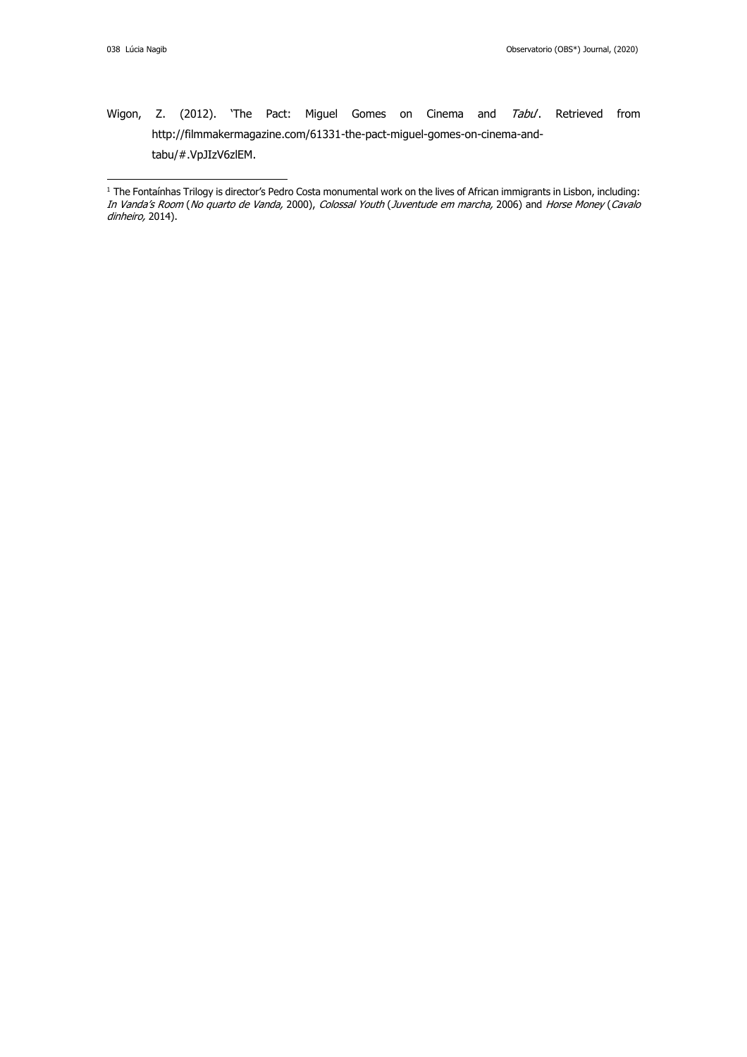Wigon, Z. (2012). 'The Pact: Miguel Gomes on Cinema and *Tabu*'. Retrieved from http://filmmakermagazine.com/61331-the-pact-miguel-gomes-on-cinema-and-tabu/#.VpJIzV6zlEM.

---

[1] The Fontaínhas Trilogy is director's Pedro Costa monumental work on the lives of African immigrants in Lisbon, including: *In Vanda's Room* (*No quarto de Vanda,* 2000), *Colossal Youth* (*Juventude em marcha,* 2006) and *Horse Money* (*Cavalo dinheiro,* 2014).